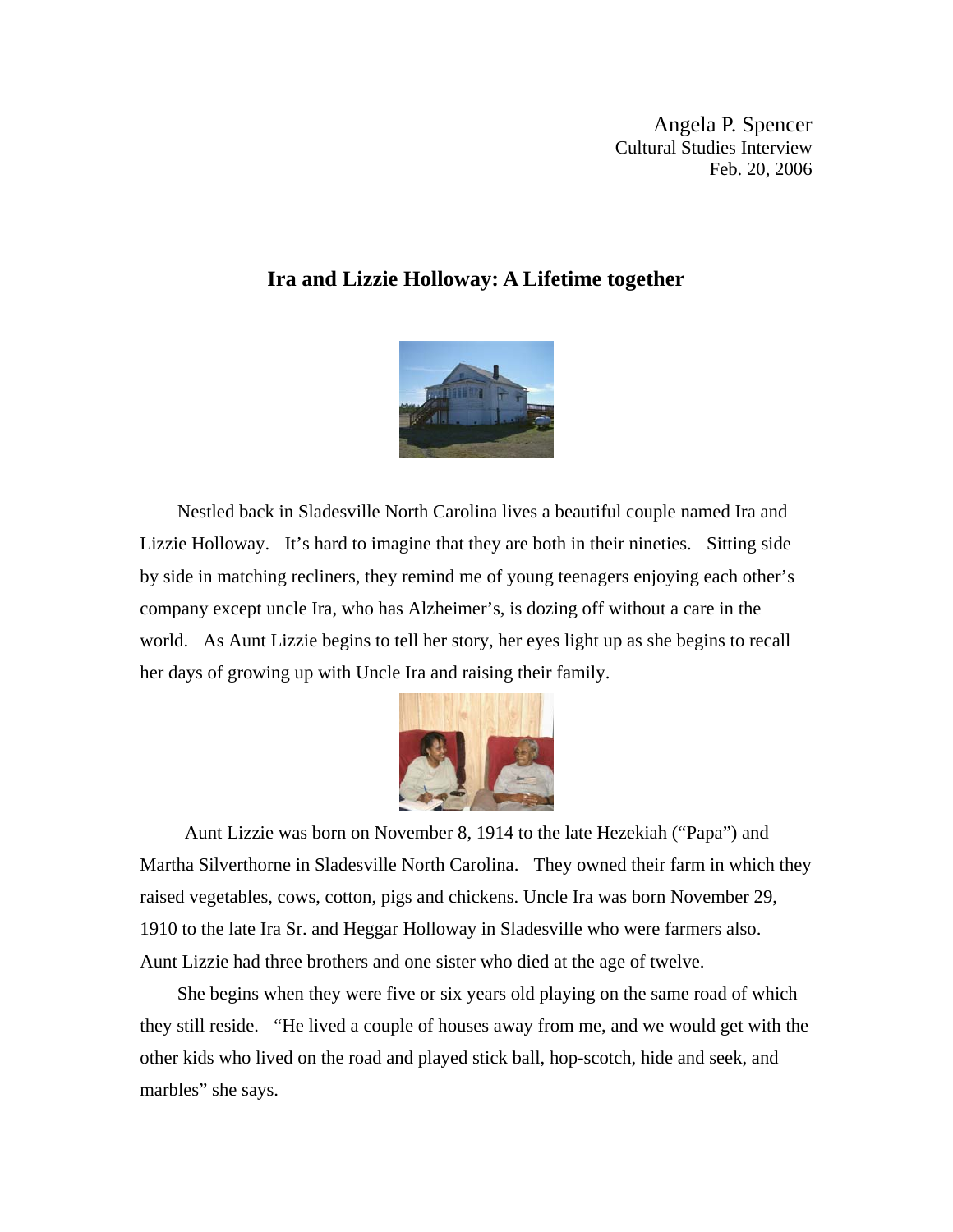Angela P. Spencer
Cultural Studies Interview
Feb. 20, 2006

# Ira and Lizzie Holloway: A Lifetime together

Nestled back in Sladesville North Carolina lives a beautiful couple named Ira and Lizzie Holloway. It's hard to imagine that they are both in their nineties. Sitting side by side in matching recliners, they remind me of young teenagers enjoying each other's company except uncle Ira, who has Alzheimer's, is dozing off without a care in the world. As Aunt Lizzie begins to tell her story, her eyes light up as she begins to recall her days of growing up with Uncle Ira and raising their family.

Aunt Lizzie was born on November 8, 1914 to the late Hezekiah ("Papa") and Martha Silverthorne in Sladesville North Carolina. They owned their farm in which they raised vegetables, cows, cotton, pigs and chickens. Uncle Ira was born November 29, 1910 to the late Ira Sr. and Heggar Holloway in Sladesville who were farmers also. Aunt Lizzie had three brothers and one sister who died at the age of twelve.

She begins when they were five or six years old playing on the same road of which they still reside. "He lived a couple of houses away from me, and we would get with the other kids who lived on the road and played stick ball, hop-scotch, hide and seek, and marbles" she says.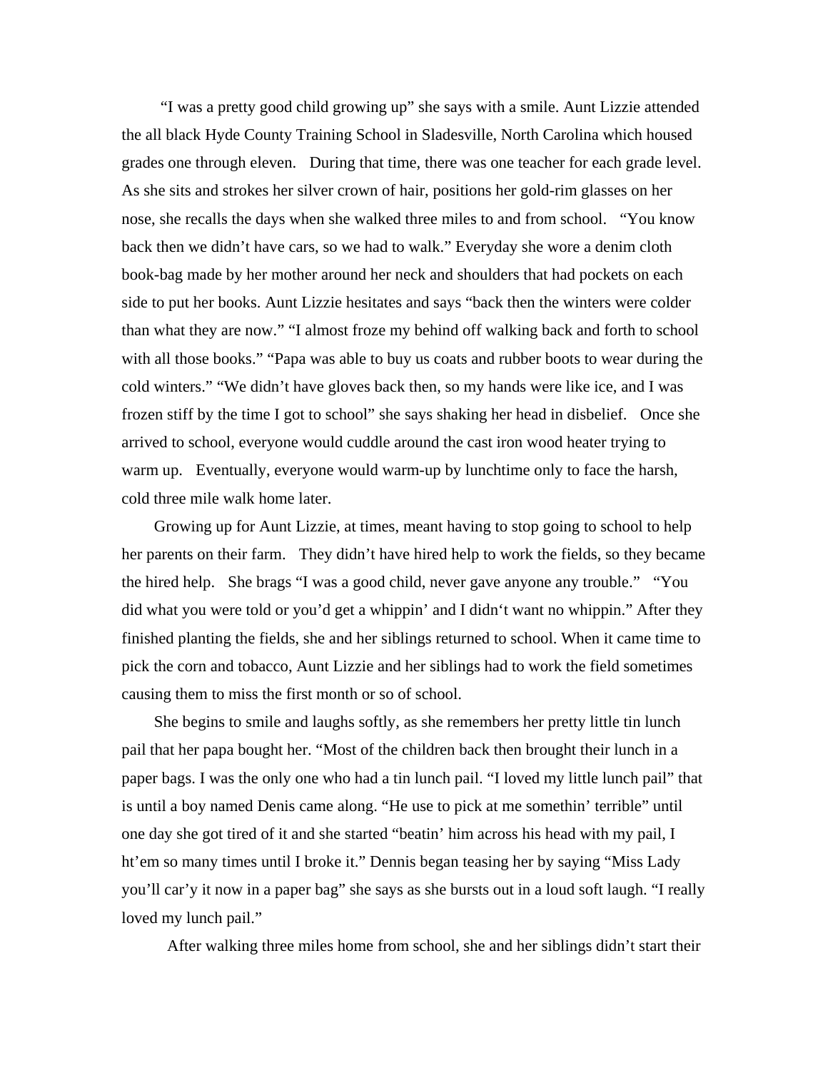"I was a pretty good child growing up" she says with a smile. Aunt Lizzie attended the all black Hyde County Training School in Sladesville, North Carolina which housed grades one through eleven. During that time, there was one teacher for each grade level. As she sits and strokes her silver crown of hair, positions her gold-rim glasses on her nose, she recalls the days when she walked three miles to and from school. "You know back then we didn't have cars, so we had to walk." Everyday she wore a denim cloth book-bag made by her mother around her neck and shoulders that had pockets on each side to put her books. Aunt Lizzie hesitates and says "back then the winters were colder than what they are now." "I almost froze my behind off walking back and forth to school with all those books." "Papa was able to buy us coats and rubber boots to wear during the cold winters." "We didn't have gloves back then, so my hands were like ice, and I was frozen stiff by the time I got to school" she says shaking her head in disbelief. Once she arrived to school, everyone would cuddle around the cast iron wood heater trying to warm up. Eventually, everyone would warm-up by lunchtime only to face the harsh, cold three mile walk home later.

Growing up for Aunt Lizzie, at times, meant having to stop going to school to help her parents on their farm. They didn't have hired help to work the fields, so they became the hired help. She brags "I was a good child, never gave anyone any trouble." "You did what you were told or you'd get a whippin' and I didn't want no whippin." After they finished planting the fields, she and her siblings returned to school. When it came time to pick the corn and tobacco, Aunt Lizzie and her siblings had to work the field sometimes causing them to miss the first month or so of school.

She begins to smile and laughs softly, as she remembers her pretty little tin lunch pail that her papa bought her. "Most of the children back then brought their lunch in a paper bags. I was the only one who had a tin lunch pail. "I loved my little lunch pail" that is until a boy named Denis came along. "He use to pick at me somethin' terrible" until one day she got tired of it and she started "beatin' him across his head with my pail, I ht'em so many times until I broke it." Dennis began teasing her by saying "Miss Lady you'll car'y it now in a paper bag" she says as she bursts out in a loud soft laugh. "I really loved my lunch pail."

After walking three miles home from school, she and her siblings didn't start their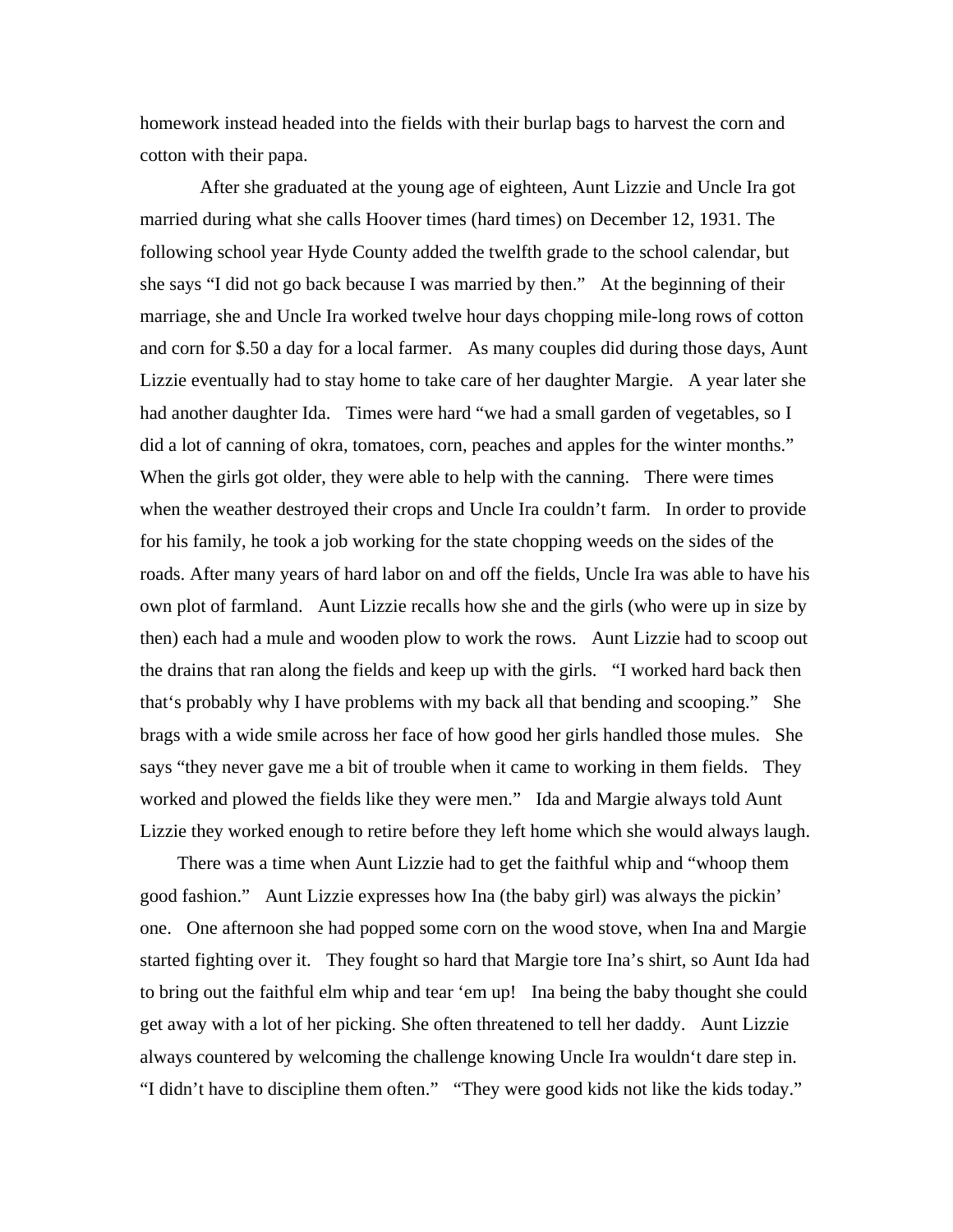homework instead headed into the fields with their burlap bags to harvest the corn and cotton with their papa.

After she graduated at the young age of eighteen, Aunt Lizzie and Uncle Ira got married during what she calls Hoover times (hard times) on December 12, 1931. The following school year Hyde County added the twelfth grade to the school calendar, but she says "I did not go back because I was married by then." At the beginning of their marriage, she and Uncle Ira worked twelve hour days chopping mile-long rows of cotton and corn for $.50 a day for a local farmer. As many couples did during those days, Aunt Lizzie eventually had to stay home to take care of her daughter Margie. A year later she had another daughter Ida. Times were hard "we had a small garden of vegetables, so I did a lot of canning of okra, tomatoes, corn, peaches and apples for the winter months." When the girls got older, they were able to help with the canning. There were times when the weather destroyed their crops and Uncle Ira couldn't farm. In order to provide for his family, he took a job working for the state chopping weeds on the sides of the roads. After many years of hard labor on and off the fields, Uncle Ira was able to have his own plot of farmland. Aunt Lizzie recalls how she and the girls (who were up in size by then) each had a mule and wooden plow to work the rows. Aunt Lizzie had to scoop out the drains that ran along the fields and keep up with the girls. "I worked hard back then that's probably why I have problems with my back all that bending and scooping." She brags with a wide smile across her face of how good her girls handled those mules. She says "they never gave me a bit of trouble when it came to working in them fields. They worked and plowed the fields like they were men." Ida and Margie always told Aunt Lizzie they worked enough to retire before they left home which she would always laugh.

There was a time when Aunt Lizzie had to get the faithful whip and "whoop them good fashion." Aunt Lizzie expresses how Ina (the baby girl) was always the pickin' one. One afternoon she had popped some corn on the wood stove, when Ina and Margie started fighting over it. They fought so hard that Margie tore Ina's shirt, so Aunt Ida had to bring out the faithful elm whip and tear 'em up! Ina being the baby thought she could get away with a lot of her picking. She often threatened to tell her daddy. Aunt Lizzie always countered by welcoming the challenge knowing Uncle Ira wouldn't dare step in. "I didn't have to discipline them often." "They were good kids not like the kids today."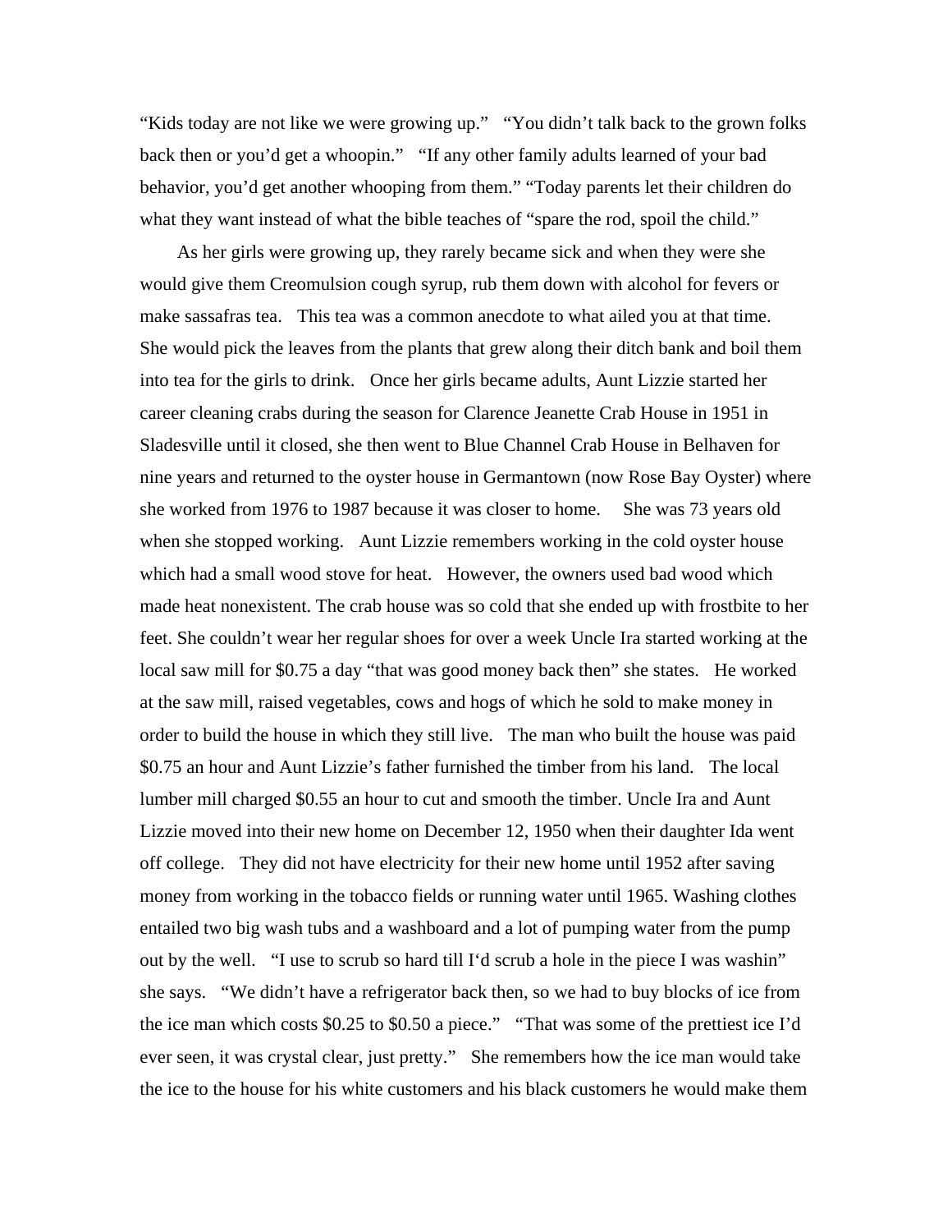"Kids today are not like we were growing up." "You didn't talk back to the grown folks back then or you'd get a whoopin." "If any other family adults learned of your bad behavior, you'd get another whooping from them." "Today parents let their children do what they want instead of what the bible teaches of "spare the rod, spoil the child."

As her girls were growing up, they rarely became sick and when they were she would give them Creomulsion cough syrup, rub them down with alcohol for fevers or make sassafras tea. This tea was a common anecdote to what ailed you at that time. She would pick the leaves from the plants that grew along their ditch bank and boil them into tea for the girls to drink. Once her girls became adults, Aunt Lizzie started her career cleaning crabs during the season for Clarence Jeanette Crab House in 1951 in Sladesville until it closed, she then went to Blue Channel Crab House in Belhaven for nine years and returned to the oyster house in Germantown (now Rose Bay Oyster) where she worked from 1976 to 1987 because it was closer to home. She was 73 years old when she stopped working. Aunt Lizzie remembers working in the cold oyster house which had a small wood stove for heat. However, the owners used bad wood which made heat nonexistent. The crab house was so cold that she ended up with frostbite to her feet. She couldn't wear her regular shoes for over a week Uncle Ira started working at the local saw mill for $0.75 a day "that was good money back then" she states. He worked at the saw mill, raised vegetables, cows and hogs of which he sold to make money in order to build the house in which they still live. The man who built the house was paid $0.75 an hour and Aunt Lizzie's father furnished the timber from his land. The local lumber mill charged $0.55 an hour to cut and smooth the timber. Uncle Ira and Aunt Lizzie moved into their new home on December 12, 1950 when their daughter Ida went off college. They did not have electricity for their new home until 1952 after saving money from working in the tobacco fields or running water until 1965. Washing clothes entailed two big wash tubs and a washboard and a lot of pumping water from the pump out by the well. "I use to scrub so hard till I'd scrub a hole in the piece I was washin" she says. "We didn't have a refrigerator back then, so we had to buy blocks of ice from the ice man which costs $0.25 to $0.50 a piece." "That was some of the prettiest ice I'd ever seen, it was crystal clear, just pretty." She remembers how the ice man would take the ice to the house for his white customers and his black customers he would make them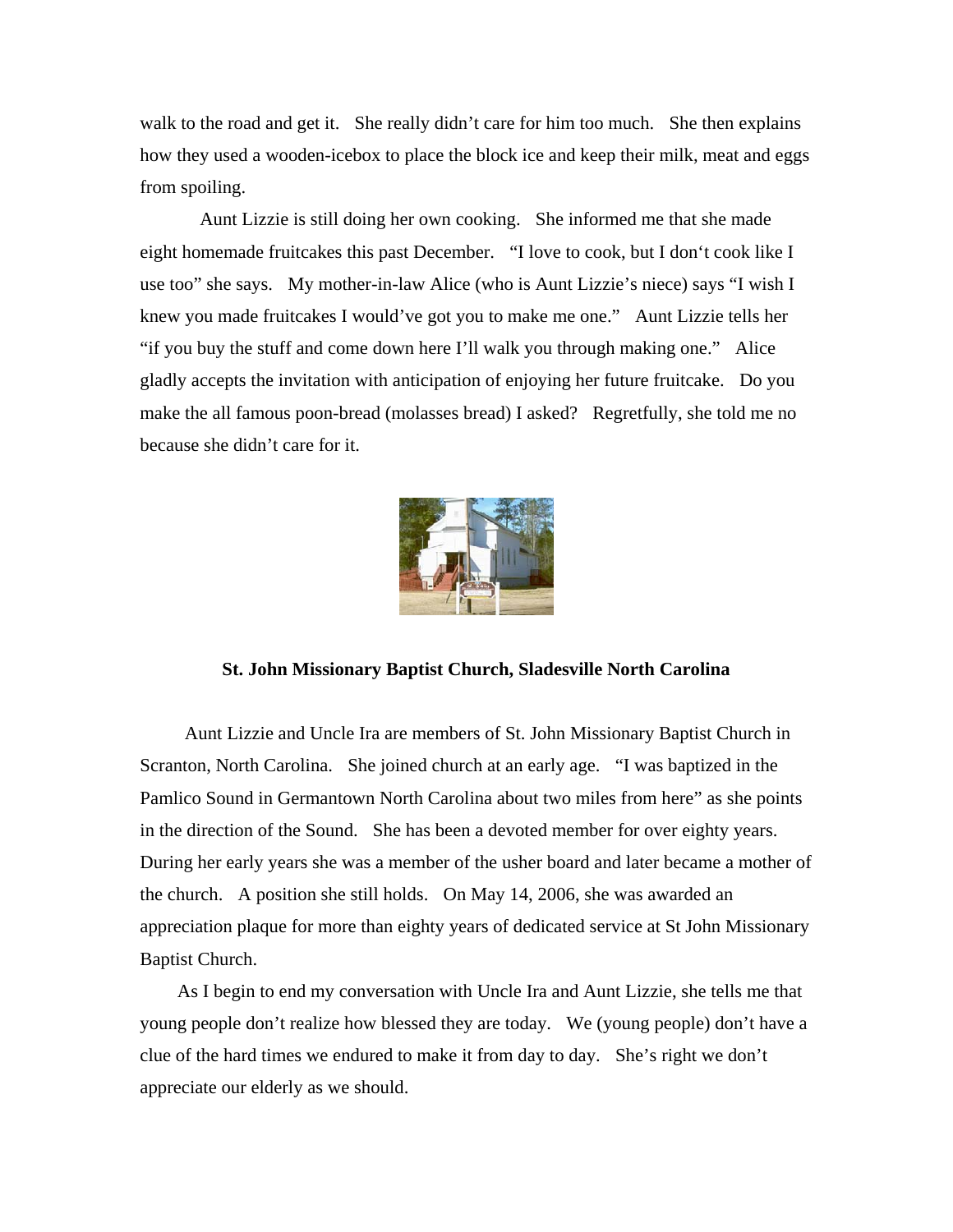walk to the road and get it. She really didn't care for him too much. She then explains how they used a wooden-icebox to place the block ice and keep their milk, meat and eggs from spoiling.

Aunt Lizzie is still doing her own cooking. She informed me that she made eight homemade fruitcakes this past December. "I love to cook, but I don't cook like I use too" she says. My mother-in-law Alice (who is Aunt Lizzie's niece) says "I wish I knew you made fruitcakes I would've got you to make me one." Aunt Lizzie tells her "if you buy the stuff and come down here I'll walk you through making one." Alice gladly accepts the invitation with anticipation of enjoying her future fruitcake. Do you make the all famous poon-bread (molasses bread) I asked? Regretfully, she told me no because she didn't care for it.

**St. John Missionary Baptist Church, Sladesville North Carolina**

Aunt Lizzie and Uncle Ira are members of St. John Missionary Baptist Church in Scranton, North Carolina. She joined church at an early age. "I was baptized in the Pamlico Sound in Germantown North Carolina about two miles from here" as she points in the direction of the Sound. She has been a devoted member for over eighty years. During her early years she was a member of the usher board and later became a mother of the church. A position she still holds. On May 14, 2006, she was awarded an appreciation plaque for more than eighty years of dedicated service at St John Missionary Baptist Church.

As I begin to end my conversation with Uncle Ira and Aunt Lizzie, she tells me that young people don't realize how blessed they are today. We (young people) don't have a clue of the hard times we endured to make it from day to day. She's right we don't appreciate our elderly as we should.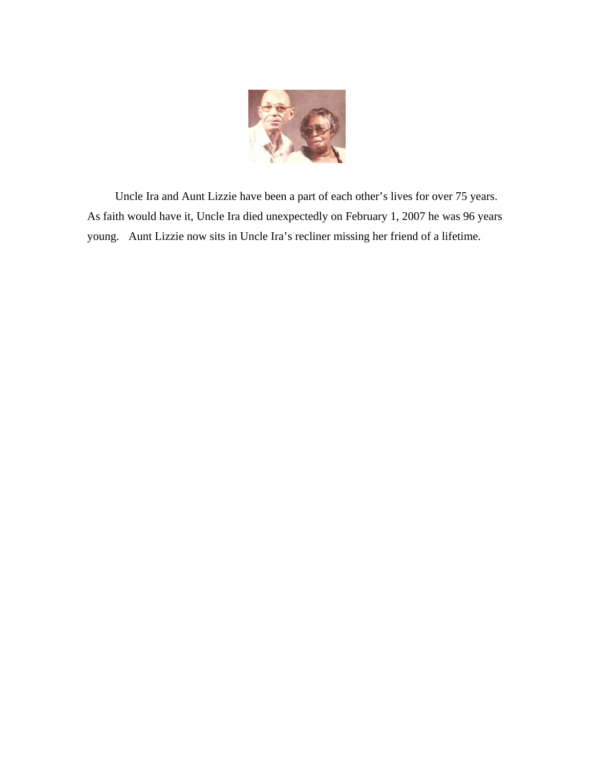Uncle Ira and Aunt Lizzie have been a part of each other's lives for over 75 years. As faith would have it, Uncle Ira died unexpectedly on February 1, 2007 he was 96 years young. Aunt Lizzie now sits in Uncle Ira's recliner missing her friend of a lifetime.